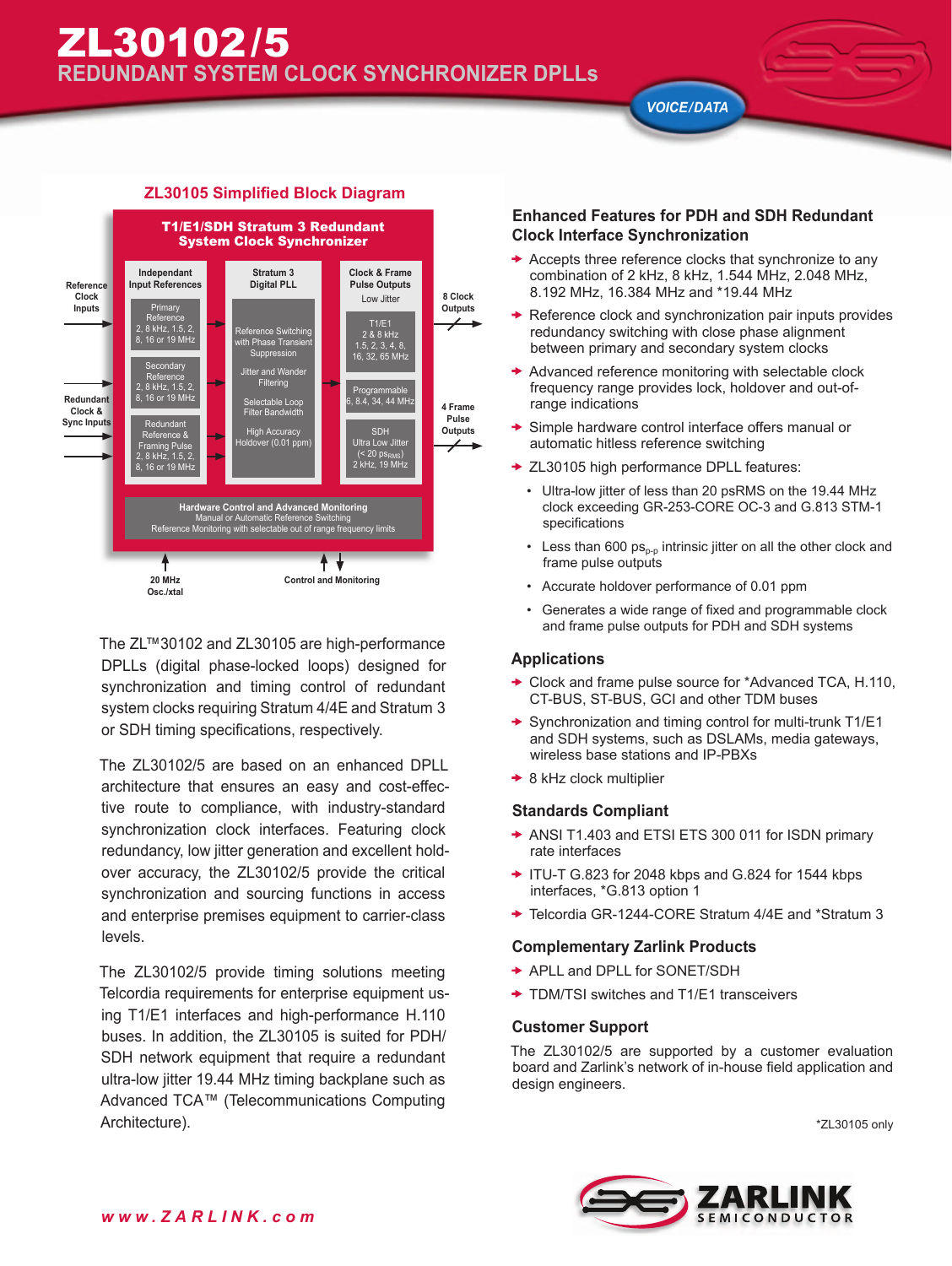# ZL30102/5

## REDUNDANT SYSTEM CLOCK SYNCHRONIZER DPLLs

VOICE/DATA

### ZL30105 Simplified Block Diagram

**T1/E1/SDH Stratum 3 Redundant System Clock Synchronizer**

Reference Clock Inputs

Redundant Clock & Sync Inputs

**Independent Input References**

- Primary Reference 2, 8 kHz, 1.5, 2, 8, 16 or 19 MHz
- Secondary Reference 2, 8 kHz, 1.5, 2, 8, 16 or 19 MHz
- Redundant Reference & Framing Pulse 2, 8 kHz, 1.5, 2, 8, 16 or 19 MHz

**Stratum 3 Digital PLL**

- Reference Switching with Phase Transient Suppression
- Jitter and Wander Filtering
- Selectable Loop Filter Bandwidth
- High Accuracy Holdover (0.01 ppm)

**Clock & Frame Pulse Outputs**

Low Jitter

- T1/E1 2 & 8 kHz 1.5, 2, 3, 4, 8, 16, 32, 65 MHz
- Programmable 6, 8.4, 34, 44 MHz
- SDH Ultra Low Jitter (< 20 $ps_{RMS}$) 2 kHz, 19 MHz

8 Clock Outputs

4 Frame Pulse Outputs

**Hardware Control and Advanced Monitoring**
Manual or Automatic Reference Switching
Reference Monitoring with selectable out of range frequency limits

20 MHz Osc./xtal

Control and Monitoring

The ZL™30102 and ZL30105 are high-performance DPLLs (digital phase-locked loops) designed for synchronization and timing control of redundant system clocks requiring Stratum 4/4E and Stratum 3 or SDH timing specifications, respectively.

The ZL30102/5 are based on an enhanced DPLL architecture that ensures an easy and cost-effective route to compliance, with industry-standard synchronization clock interfaces. Featuring clock redundancy, low jitter generation and excellent holdover accuracy, the ZL30102/5 provide the critical synchronization and sourcing functions in access and enterprise premises equipment to carrier-class levels.

The ZL30102/5 provide timing solutions meeting Telcordia requirements for enterprise equipment using T1/E1 interfaces and high-performance H.110 buses. In addition, the ZL30105 is suited for PDH/SDH network equipment that require a redundant ultra-low jitter 19.44 MHz timing backplane such as Advanced TCA™ (Telecommunications Computing Architecture).

### Enhanced Features for PDH and SDH Redundant Clock Interface Synchronization

- Accepts three reference clocks that synchronize to any combination of 2 kHz, 8 kHz, 1.544 MHz, 2.048 MHz, 8.192 MHz, 16.384 MHz and *19.44 MHz
- Reference clock and synchronization pair inputs provides redundancy switching with close phase alignment between primary and secondary system clocks
- Advanced reference monitoring with selectable clock frequency range provides lock, holdover and out-of-range indications
- Simple hardware control interface offers manual or automatic hitless reference switching
- ZL30105 high performance DPLL features:
  - Ultra-low jitter of less than 20 psRMS on the 19.44 MHz clock exceeding GR-253-CORE OC-3 and G.813 STM-1 specifications
  - Less than 600 $ps_{p-p}$ intrinsic jitter on all the other clock and frame pulse outputs
  - Accurate holdover performance of 0.01 ppm
  - Generates a wide range of fixed and programmable clock and frame pulse outputs for PDH and SDH systems

### Applications

- Clock and frame pulse source for *Advanced TCA, H.110, CT-BUS, ST-BUS, GCI and other TDM buses
- Synchronization and timing control for multi-trunk T1/E1 and SDH systems, such as DSLAMs, media gateways, wireless base stations and IP-PBXs
- 8 kHz clock multiplier

### Standards Compliant

- ANSI T1.403 and ETSI ETS 300 011 for ISDN primary rate interfaces
- ITU-T G.823 for 2048 kbps and G.824 for 1544 kbps interfaces, *G.813 option 1
- Telcordia GR-1244-CORE Stratum 4/4E and *Stratum 3

### Complementary Zarlink Products

- APLL and DPLL for SONET/SDH
- TDM/TSI switches and T1/E1 transceivers

### Customer Support

The ZL30102/5 are supported by a customer evaluation board and Zarlink's network of in-house field application and design engineers.

*ZL30105 only

www.ZARLINK.com

ZARLINK SEMICONDUCTOR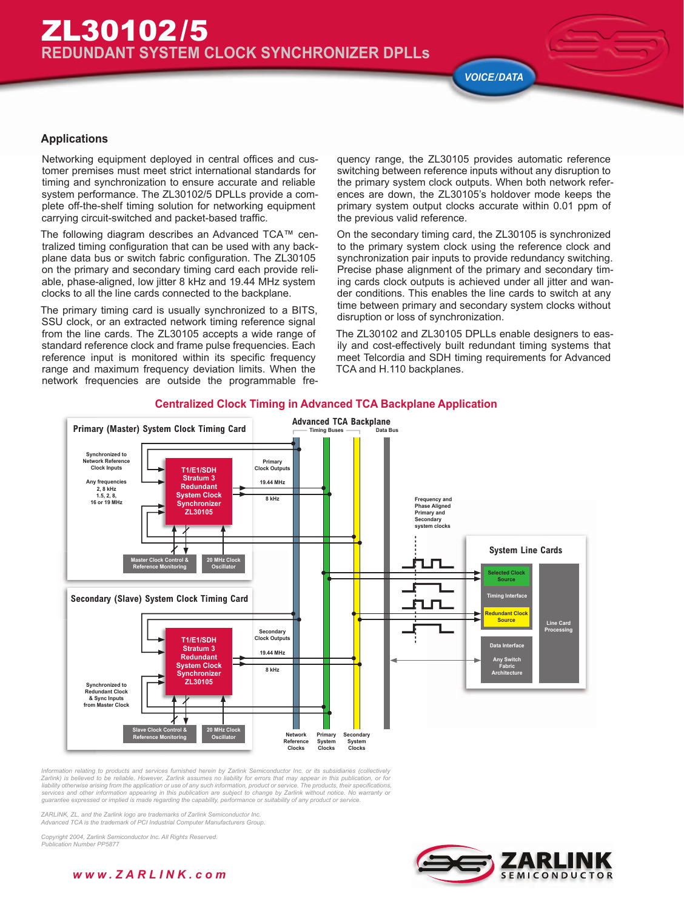# ZL30102/5

## REDUNDANT SYSTEM CLOCK SYNCHRONIZER DPLLs

VOICE/DATA

### Applications

Networking equipment deployed in central offices and customer premises must meet strict international standards for timing and synchronization to ensure accurate and reliable system performance. The ZL30102/5 DPLLs provide a complete off-the-shelf timing solution for networking equipment carrying circuit-switched and packet-based traffic.

The following diagram describes an Advanced TCA™ centralized timing configuration that can be used with any backplane data bus or switch fabric configuration. The ZL30105 on the primary and secondary timing card each provide reliable, phase-aligned, low jitter 8 kHz and 19.44 MHz system clocks to all the line cards connected to the backplane.

The primary timing card is usually synchronized to a BITS, SSU clock, or an extracted network timing reference signal from the line cards. The ZL30105 accepts a wide range of standard reference clock and frame pulse frequencies. Each reference input is monitored within its specific frequency range and maximum frequency deviation limits. When the network frequencies are outside the programmable frequency range, the ZL30105 provides automatic reference switching between reference inputs without any disruption to the primary system clock outputs. When both network references are down, the ZL30105's holdover mode keeps the primary system output clocks accurate within 0.01 ppm of the previous valid reference.

On the secondary timing card, the ZL30105 is synchronized to the primary system clock using the reference clock and synchronization pair inputs to provide redundancy switching. Precise phase alignment of the primary and secondary timing cards clock outputs is achieved under all jitter and wander conditions. This enables the line cards to switch at any time between primary and secondary system clocks without disruption or loss of synchronization.

The ZL30102 and ZL30105 DPLLs enable designers to easily and cost-effectively built redundant timing systems that meet Telcordia and SDH timing requirements for Advanced TCA and H.110 backplanes.

### Centralized Clock Timing in Advanced TCA Backplane Application

Primary (Master) System Clock Timing Card
Synchronized to Network Reference Clock Inputs
Any frequencies 2, 8 kHz 1.5, 2, 8, 16 or 19 MHz
T1/E1/SDH Stratum 3 Redundant System Clock Synchronizer ZL30105
Primary Clock Outputs
19.44 MHz
8 kHz
Master Clock Control & Reference Monitoring
20 MHz Clock Oscillator

Advanced TCA Backplane
Timing Buses
Data Bus

Frequency and Phase Aligned Primary and Secondary system clocks

System Line Cards
Selected Clock Source
Timing Interface
Redundant Clock Source
Line Card Processing
Data Interface
Any Switch Fabric Architecture

Secondary (Slave) System Clock Timing Card
T1/E1/SDH Stratum 3 Redundant System Clock Synchronizer ZL30105
Secondary Clock Outputs
19.44 MHz
8 kHz
Synchronized to Redundant Clock & Sync Inputs from Master Clock
Slave Clock Control & Reference Monitoring
20 MHz Clock Oscillator

Network Reference Clocks
Primary System Clocks
Secondary System Clocks

*Information relating to products and services furnished herein by Zarlink Semiconductor Inc. or its subsidiaries (collectively Zarlink) is believed to be reliable. However, Zarlink assumes no liability for errors that may appear in this publication, or for liability otherwise arising from the application or use of any such information, product or service. The products, their specifications, services and other information appearing in this publication are subject to change by Zarlink without notice. No warranty or guarantee expressed or implied is made regarding the capability, performance or suitability of any product or service.*

*ZARLINK, ZL, and the Zarlink logo are trademarks of Zarlink Semiconductor Inc.*
*Advanced TCA is the trademark of PCI Industrial Computer Manufacturers Group.*

*Copyright 2004, Zarlink Semiconductor Inc. All Rights Reserved.*
*Publication Number PP5877*

www.ZARLINK.com

ZARLINK SEMICONDUCTOR